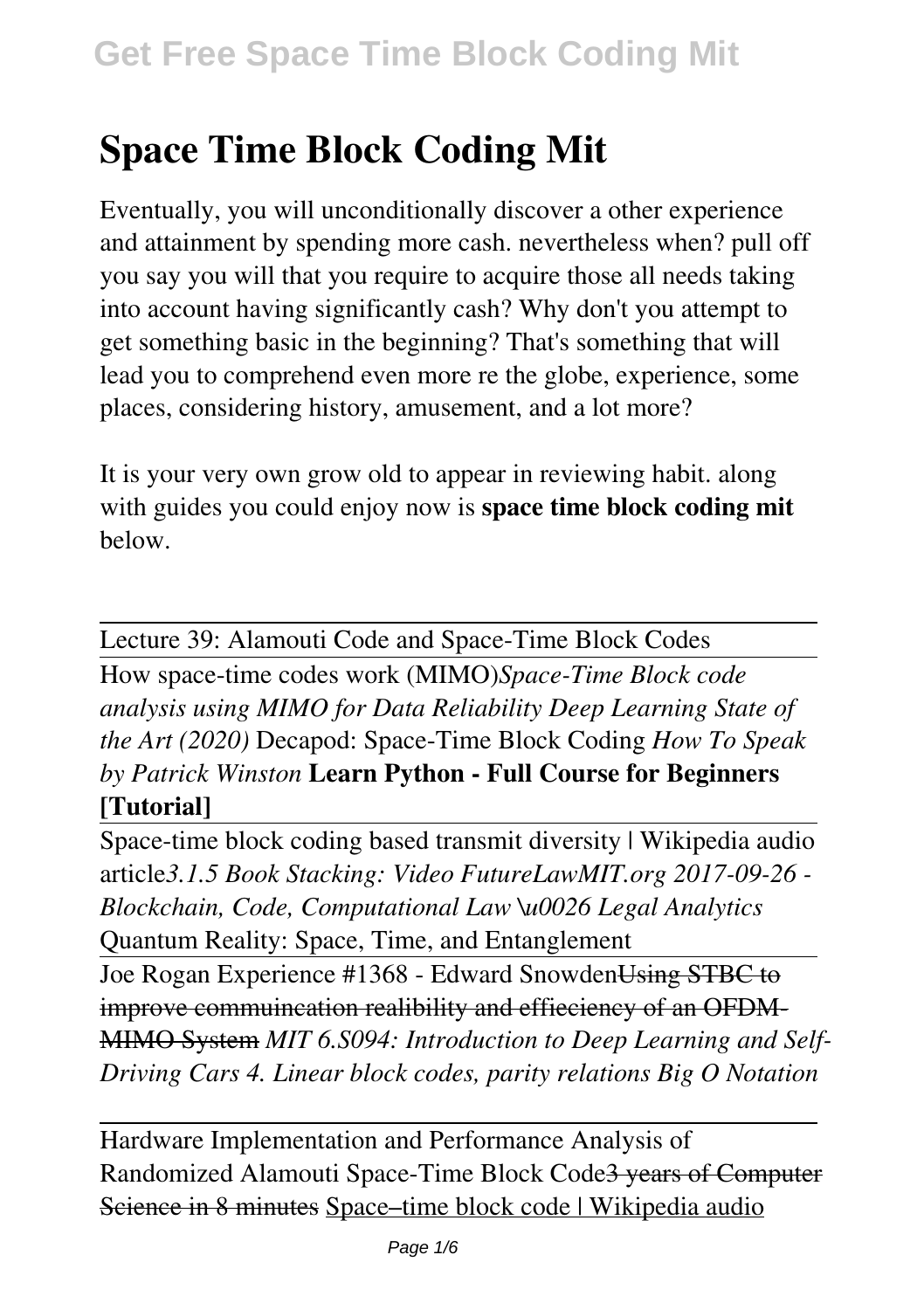# Space Time Block Coding Mit

Eventually, you will unconditionally discover a other experience and attainment by spending more cash. nevertheless when? pull off you say you will that you require to acquire those all needs taking into account having significantly cash? Why don't you attempt to get something basic in the beginning? That's something that will lead you to comprehend even more re the globe, experience, some places, considering history, amusement, and a lot more?

It is your very own grow old to appear in reviewing habit. along with guides you could enjoy now is **space time block coding mit** below.

Lecture 39: Alamouti Code and Space-Time Block Codes

How space-time codes work (MIMO)*Space-Time Block code analysis using MIMO for Data Reliability Deep Learning State of the Art (2020)* Decapod: Space-Time Block Coding *How To Speak by Patrick Winston* **Learn Python - Full Course for Beginners [Tutorial]**

Space-time block coding based transmit diversity | Wikipedia audio article*3.1.5 Book Stacking: Video FutureLawMIT.org 2017-09-26 - Blockchain, Code, Computational Law \u0026 Legal Analytics* Quantum Reality: Space, Time, and Entanglement

Joe Rogan Experience #1368 - Edward Snowden~~Using STBC to improve commuincation realibility and effieciency of an OFDM-MIMO System~~ *MIT 6.S094: Introduction to Deep Learning and Self-Driving Cars 4. Linear block codes, parity relations Big O Notation*

Hardware Implementation and Performance Analysis of Randomized Alamouti Space-Time Block Code~~3 years of Computer Science in 8 minutes~~ Space–time block code | Wikipedia audio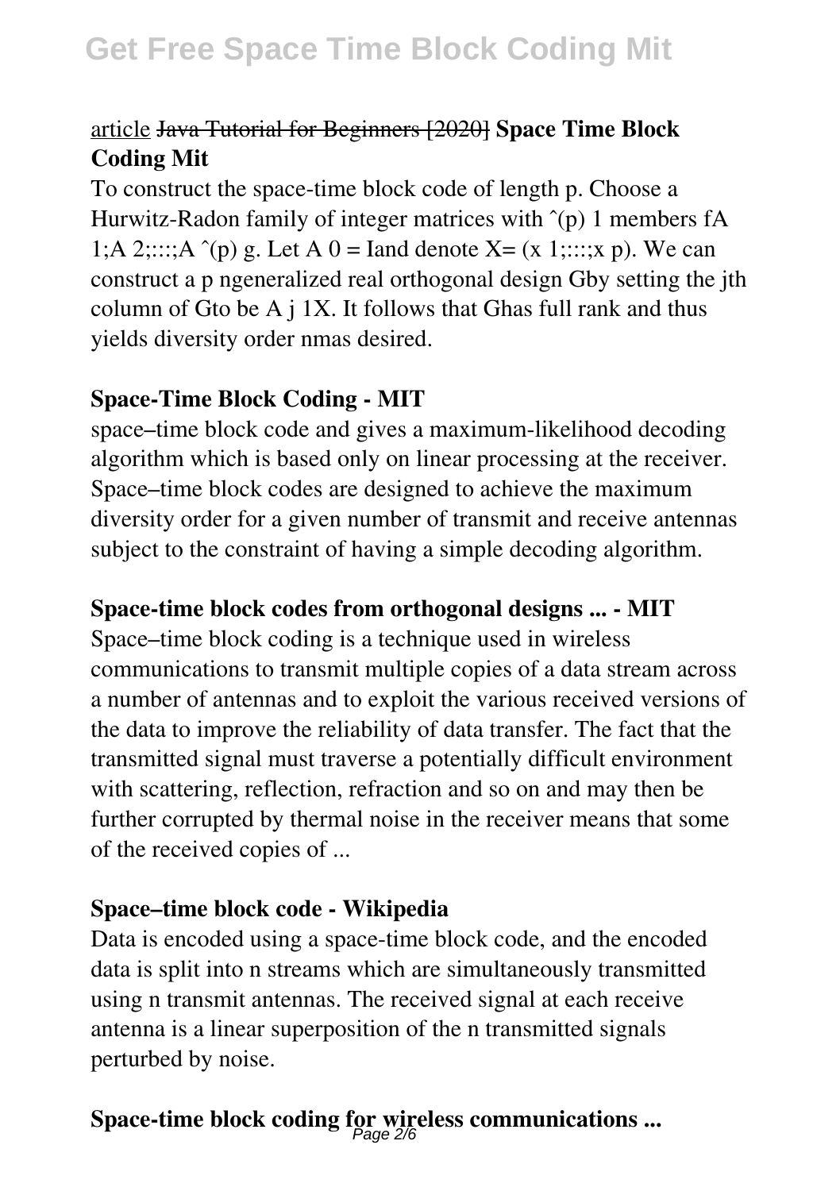article ~~Java Tutorial for Beginners [2020]~~ **Space Time Block Coding Mit**

To construct the space-time block code of length p. Choose a Hurwitz-Radon family of integer matrices with ˆ(p) 1 members fA 1;A 2;:::;A ˆ(p) g. Let A 0 = Iand denote X= (x 1;:::;x p). We can construct a p ngeneralized real orthogonal design Gby setting the jth column of Gto be A j 1X. It follows that Ghas full rank and thus yields diversity order nmas desired.

### Space-Time Block Coding - MIT

space–time block code and gives a maximum-likelihood decoding algorithm which is based only on linear processing at the receiver. Space–time block codes are designed to achieve the maximum diversity order for a given number of transmit and receive antennas subject to the constraint of having a simple decoding algorithm.

### Space-time block codes from orthogonal designs ... - MIT

Space–time block coding is a technique used in wireless communications to transmit multiple copies of a data stream across a number of antennas and to exploit the various received versions of the data to improve the reliability of data transfer. The fact that the transmitted signal must traverse a potentially difficult environment with scattering, reflection, refraction and so on and may then be further corrupted by thermal noise in the receiver means that some of the received copies of ...

### Space–time block code - Wikipedia

Data is encoded using a space-time block code, and the encoded data is split into n streams which are simultaneously transmitted using n transmit antennas. The received signal at each receive antenna is a linear superposition of the n transmitted signals perturbed by noise.

### Space-time block coding for wireless communications ...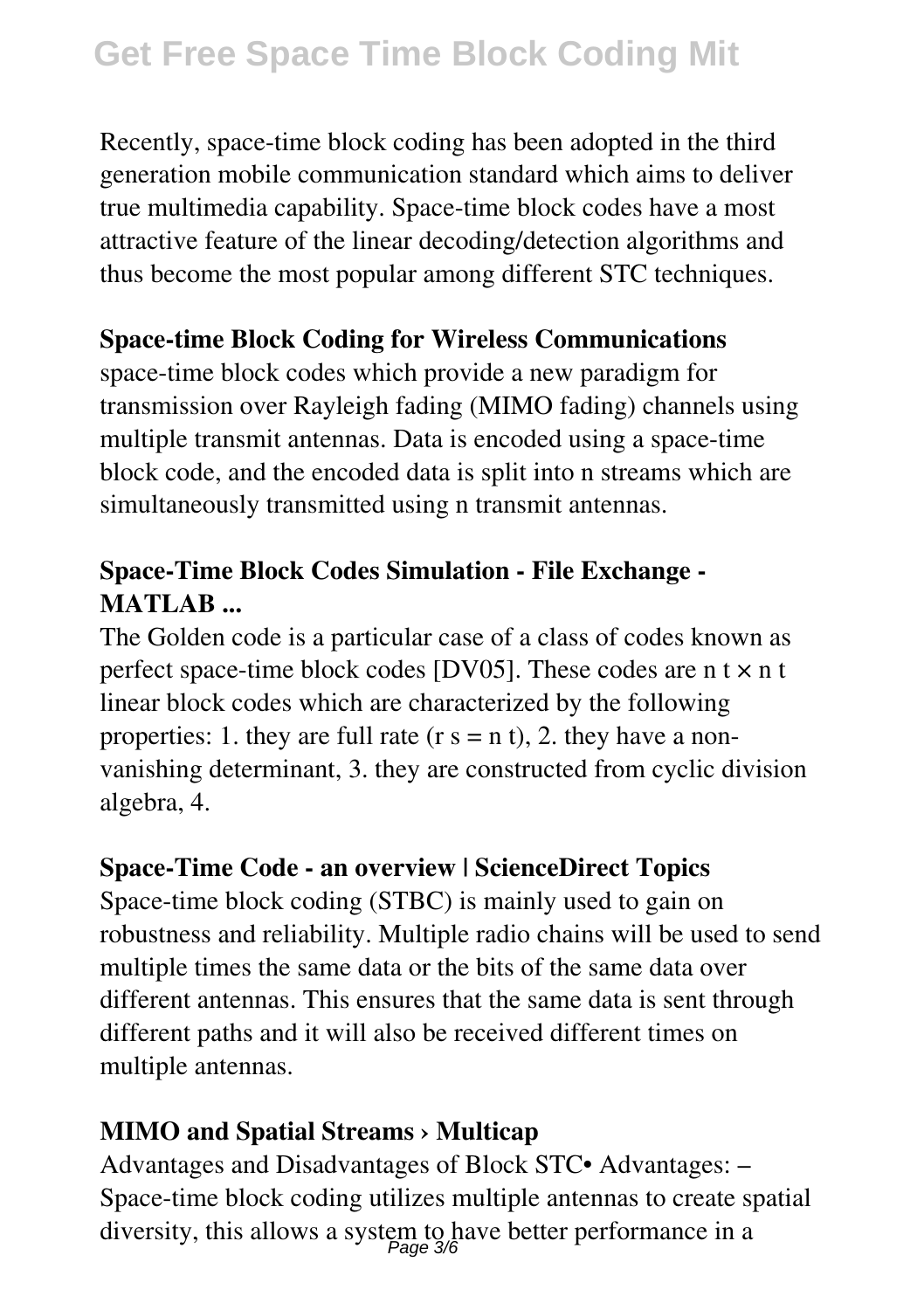Recently, space-time block coding has been adopted in the third generation mobile communication standard which aims to deliver true multimedia capability. Space-time block codes have a most attractive feature of the linear decoding/detection algorithms and thus become the most popular among different STC techniques.

**Space-time Block Coding for Wireless Communications**

space-time block codes which provide a new paradigm for transmission over Rayleigh fading (MIMO fading) channels using multiple transmit antennas. Data is encoded using a space-time block code, and the encoded data is split into n streams which are simultaneously transmitted using n transmit antennas.

**Space-Time Block Codes Simulation - File Exchange - MATLAB ...**

The Golden code is a particular case of a class of codes known as perfect space-time block codes [DV05]. These codes are $n_t \times n_t$ linear block codes which are characterized by the following properties: 1. they are full rate ($r_s = n_t$), 2. they have a non-vanishing determinant, 3. they are constructed from cyclic division algebra, 4.

**Space-Time Code - an overview | ScienceDirect Topics**

Space-time block coding (STBC) is mainly used to gain on robustness and reliability. Multiple radio chains will be used to send multiple times the same data or the bits of the same data over different antennas. This ensures that the same data is sent through different paths and it will also be received different times on multiple antennas.

**MIMO and Spatial Streams › Multicap**

Advantages and Disadvantages of Block STC• Advantages: – Space-time block coding utilizes multiple antennas to create spatial diversity, this allows a system to have better performance in a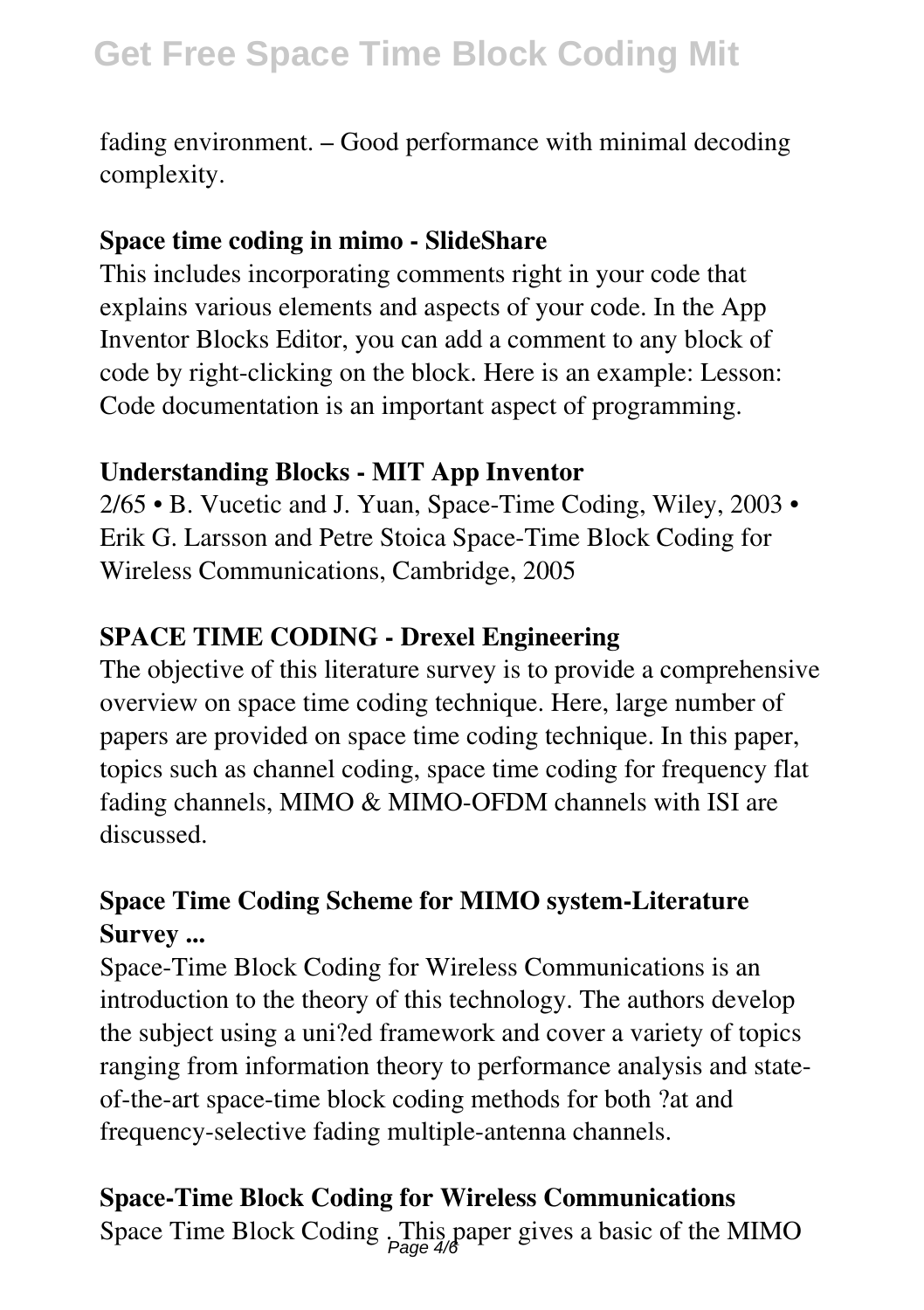fading environment. – Good performance with minimal decoding complexity.

### Space time coding in mimo - SlideShare

This includes incorporating comments right in your code that explains various elements and aspects of your code. In the App Inventor Blocks Editor, you can add a comment to any block of code by right-clicking on the block. Here is an example: Lesson: Code documentation is an important aspect of programming.

### Understanding Blocks - MIT App Inventor

2/65 • B. Vucetic and J. Yuan, Space-Time Coding, Wiley, 2003 • Erik G. Larsson and Petre Stoica Space-Time Block Coding for Wireless Communications, Cambridge, 2005

### SPACE TIME CODING - Drexel Engineering

The objective of this literature survey is to provide a comprehensive overview on space time coding technique. Here, large number of papers are provided on space time coding technique. In this paper, topics such as channel coding, space time coding for frequency flat fading channels, MIMO & MIMO-OFDM channels with ISI are discussed.

### Space Time Coding Scheme for MIMO system-Literature Survey ...

Space-Time Block Coding for Wireless Communications is an introduction to the theory of this technology. The authors develop the subject using a uni?ed framework and cover a variety of topics ranging from information theory to performance analysis and state-of-the-art space-time block coding methods for both ?at and frequency-selective fading multiple-antenna channels.

### Space-Time Block Coding for Wireless Communications

Space Time Block Coding . This paper gives a basic of the MIMO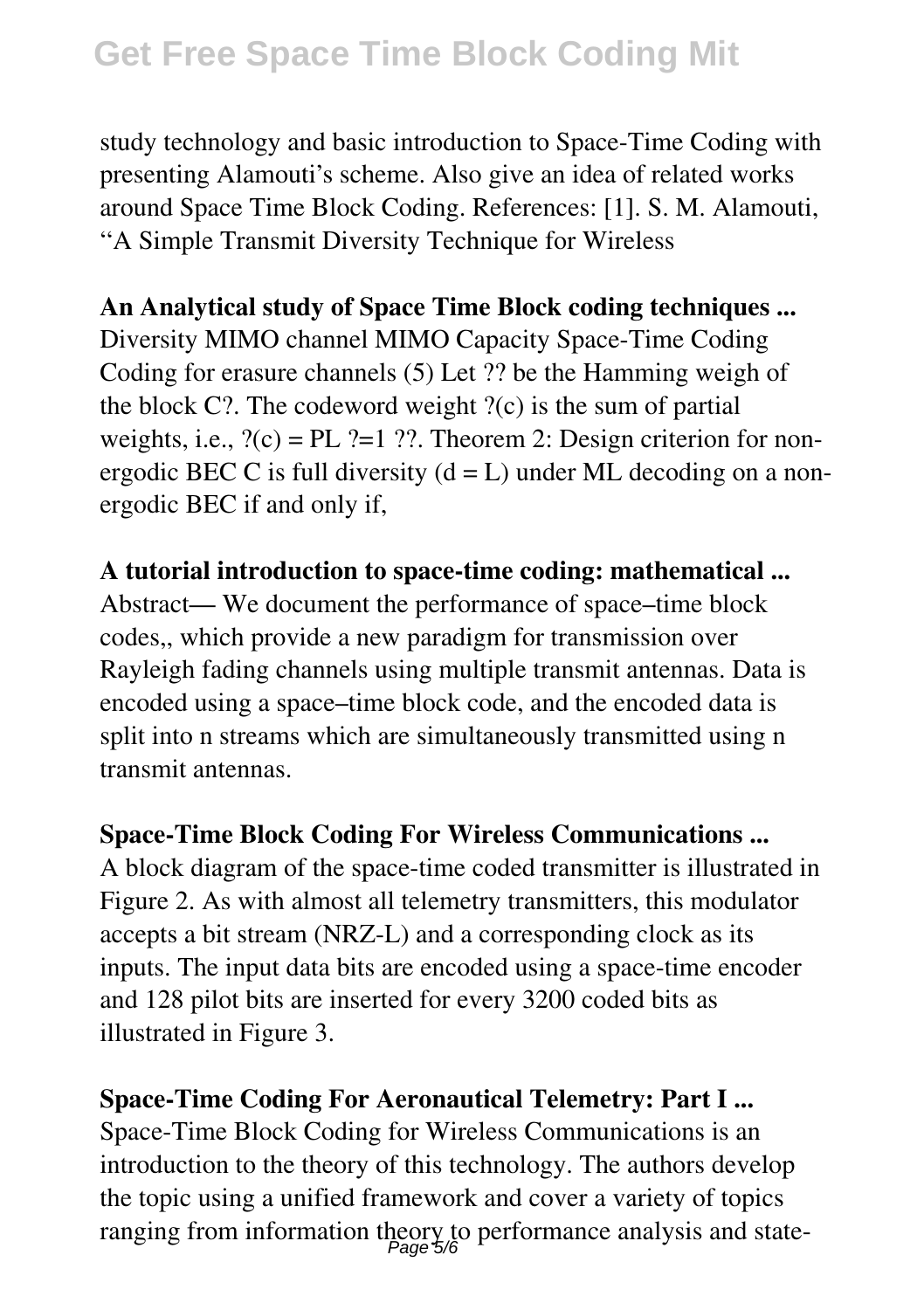study technology and basic introduction to Space-Time Coding with presenting Alamouti's scheme. Also give an idea of related works around Space Time Block Coding. References: [1]. S. M. Alamouti, "A Simple Transmit Diversity Technique for Wireless

**An Analytical study of Space Time Block coding techniques ...**
Diversity MIMO channel MIMO Capacity Space-Time Coding Coding for erasure channels (5) Let ?? be the Hamming weigh of the block C?. The codeword weight ?(c) is the sum of partial weights, i.e., ?(c) = PL ?=1 ??. Theorem 2: Design criterion for non-ergodic BEC C is full diversity (d = L) under ML decoding on a non-ergodic BEC if and only if,

**A tutorial introduction to space-time coding: mathematical ...**
Abstract— We document the performance of space–time block codes,, which provide a new paradigm for transmission over Rayleigh fading channels using multiple transmit antennas. Data is encoded using a space–time block code, and the encoded data is split into n streams which are simultaneously transmitted using n transmit antennas.

**Space-Time Block Coding For Wireless Communications ...**
A block diagram of the space-time coded transmitter is illustrated in Figure 2. As with almost all telemetry transmitters, this modulator accepts a bit stream (NRZ-L) and a corresponding clock as its inputs. The input data bits are encoded using a space-time encoder and 128 pilot bits are inserted for every 3200 coded bits as illustrated in Figure 3.

**Space-Time Coding For Aeronautical Telemetry: Part I ...**
Space-Time Block Coding for Wireless Communications is an introduction to the theory of this technology. The authors develop the topic using a unified framework and cover a variety of topics ranging from information theory to performance analysis and state-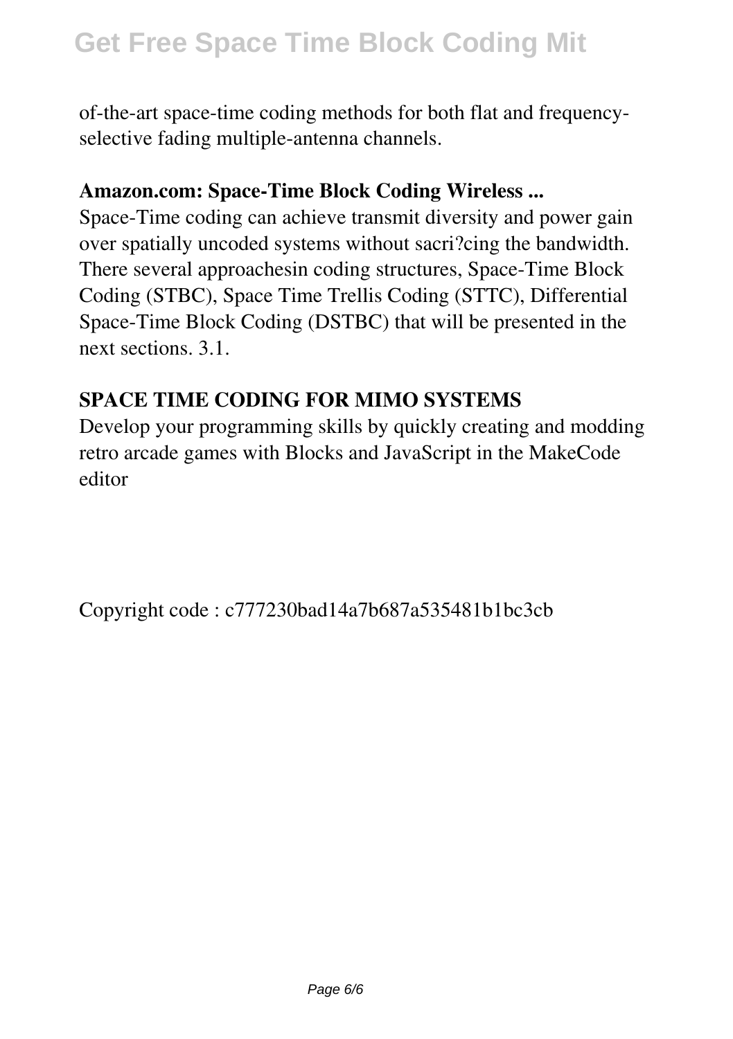of-the-art space-time coding methods for both flat and frequency-selective fading multiple-antenna channels.

**Amazon.com: Space-Time Block Coding Wireless ...**

Space-Time coding can achieve transmit diversity and power gain over spatially uncoded systems without sacri?cing the bandwidth. There several approachesin coding structures, Space-Time Block Coding (STBC), Space Time Trellis Coding (STTC), Differential Space-Time Block Coding (DSTBC) that will be presented in the next sections. 3.1.

**SPACE TIME CODING FOR MIMO SYSTEMS**

Develop your programming skills by quickly creating and modding retro arcade games with Blocks and JavaScript in the MakeCode editor

Copyright code : c777230bad14a7b687a535481b1bc3cb